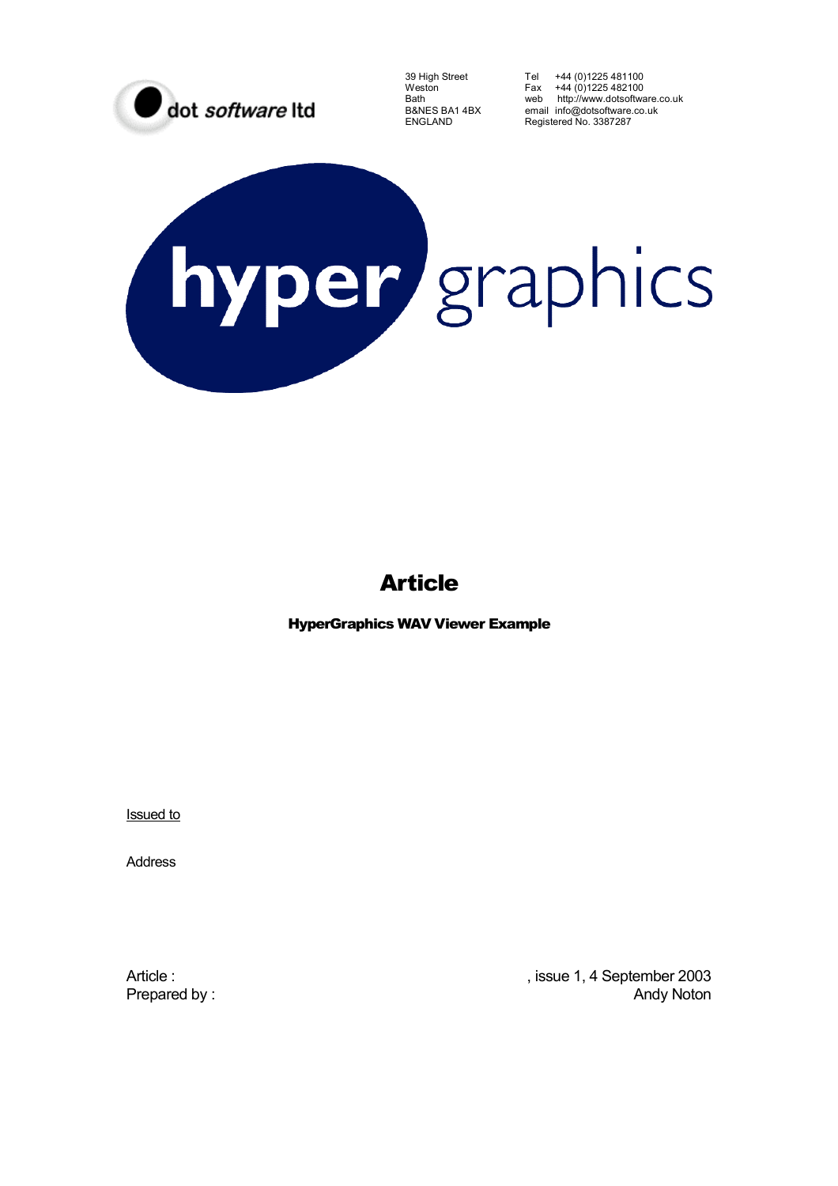dot software ltd

39 High Street
Weston
Bath
B&NES BA1 4BX
ENGLAND

Tel +44 (0)1225 481100
Fax +44 (0)1225 482100
web http://www.dotsoftware.co.uk
email info@dotsoftware.co.uk
Registered No. 3387287

hyper graphics

# Article

**HyperGraphics WAV Viewer Example**

Issued to

Address

Article : , issue 1, 4 September 2003
Prepared by : Andy Noton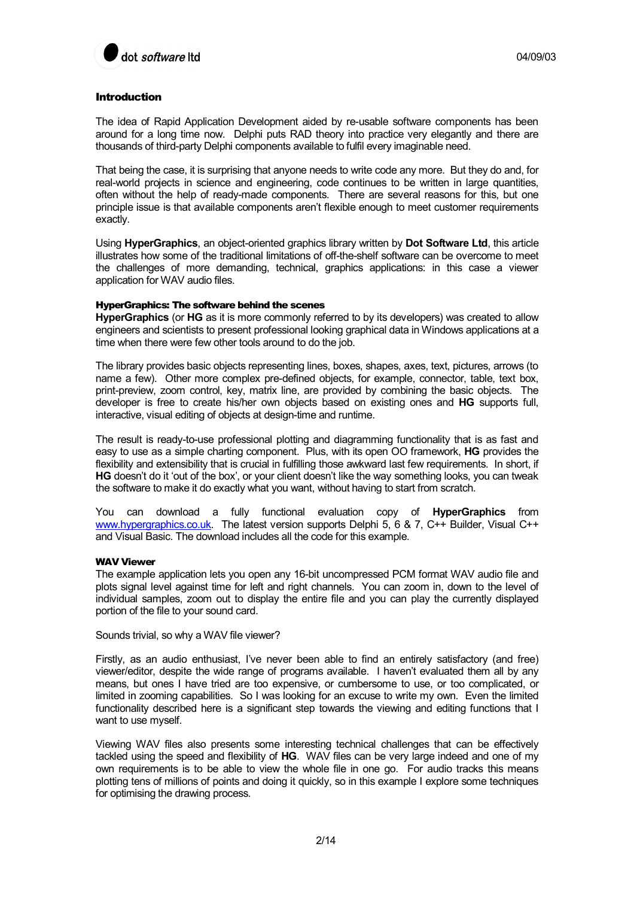## Introduction

The idea of Rapid Application Development aided by re-usable software components has been around for a long time now. Delphi puts RAD theory into practice very elegantly and there are thousands of third-party Delphi components available to fulfil every imaginable need.

That being the case, it is surprising that anyone needs to write code any more. But they do and, for real-world projects in science and engineering, code continues to be written in large quantities, often without the help of ready-made components. There are several reasons for this, but one principle issue is that available components aren't flexible enough to meet customer requirements exactly.

Using **HyperGraphics**, an object-oriented graphics library written by **Dot Software Ltd**, this article illustrates how some of the traditional limitations of off-the-shelf software can be overcome to meet the challenges of more demanding, technical, graphics applications: in this case a viewer application for WAV audio files.

### HyperGraphics: The software behind the scenes

**HyperGraphics** (or **HG** as it is more commonly referred to by its developers) was created to allow engineers and scientists to present professional looking graphical data in Windows applications at a time when there were few other tools around to do the job.

The library provides basic objects representing lines, boxes, shapes, axes, text, pictures, arrows (to name a few). Other more complex pre-defined objects, for example, connector, table, text box, print-preview, zoom control, key, matrix line, are provided by combining the basic objects. The developer is free to create his/her own objects based on existing ones and **HG** supports full, interactive, visual editing of objects at design-time and runtime.

The result is ready-to-use professional plotting and diagramming functionality that is as fast and easy to use as a simple charting component. Plus, with its open OO framework, **HG** provides the flexibility and extensibility that is crucial in fulfilling those awkward last few requirements. In short, if **HG** doesn't do it 'out of the box', or your client doesn't like the way something looks, you can tweak the software to make it do exactly what you want, without having to start from scratch.

You can download a fully functional evaluation copy of **HyperGraphics** from [www.hypergraphics.co.uk](www.hypergraphics.co.uk). The latest version supports Delphi 5, 6 & 7, C++ Builder, Visual C++ and Visual Basic. The download includes all the code for this example.

### WAV Viewer

The example application lets you open any 16-bit uncompressed PCM format WAV audio file and plots signal level against time for left and right channels. You can zoom in, down to the level of individual samples, zoom out to display the entire file and you can play the currently displayed portion of the file to your sound card.

Sounds trivial, so why a WAV file viewer?

Firstly, as an audio enthusiast, I've never been able to find an entirely satisfactory (and free) viewer/editor, despite the wide range of programs available. I haven't evaluated them all by any means, but ones I have tried are too expensive, or cumbersome to use, or too complicated, or limited in zooming capabilities. So I was looking for an excuse to write my own. Even the limited functionality described here is a significant step towards the viewing and editing functions that I want to use myself.

Viewing WAV files also presents some interesting technical challenges that can be effectively tackled using the speed and flexibility of **HG**. WAV files can be very large indeed and one of my own requirements is to be able to view the whole file in one go. For audio tracks this means plotting tens of millions of points and doing it quickly, so in this example I explore some techniques for optimising the drawing process.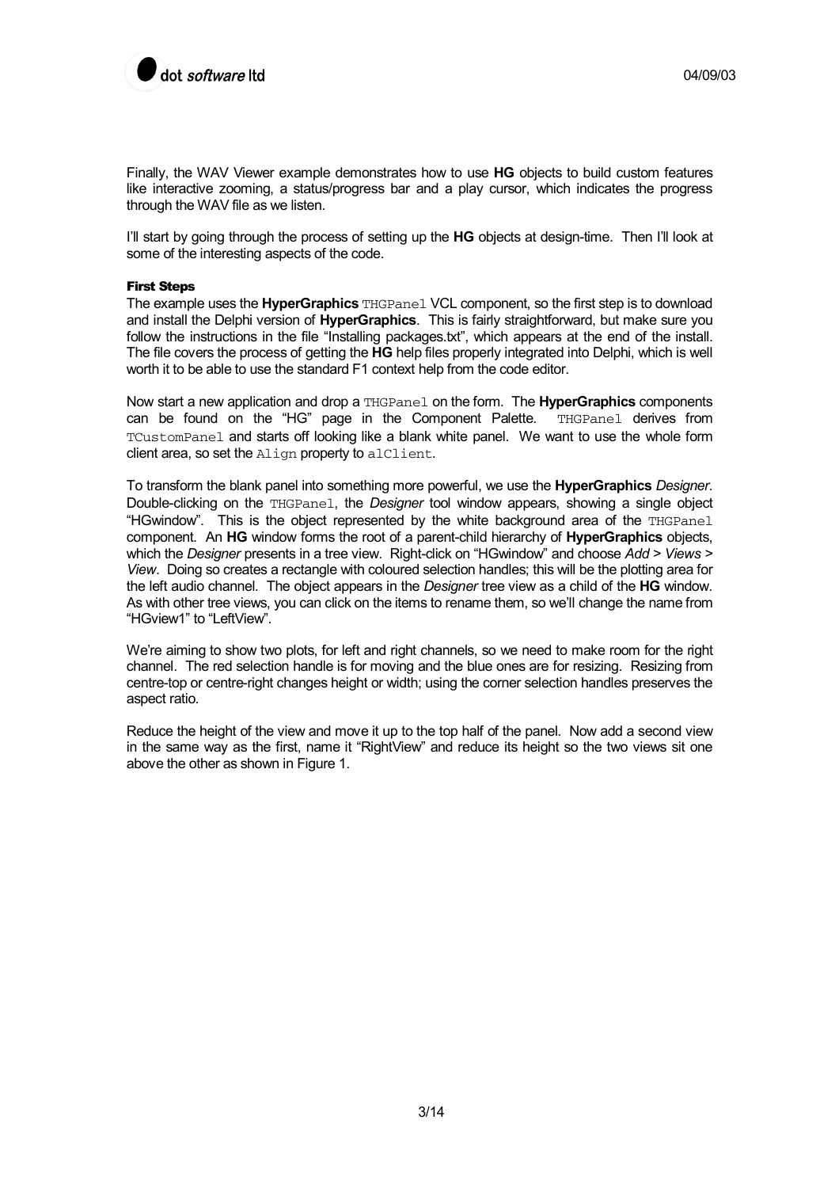Finally, the WAV Viewer example demonstrates how to use **HG** objects to build custom features like interactive zooming, a status/progress bar and a play cursor, which indicates the progress through the WAV file as we listen.

I'll start by going through the process of setting up the **HG** objects at design-time. Then I'll look at some of the interesting aspects of the code.

### First Steps

The example uses the **HyperGraphics** `THGPanel` VCL component, so the first step is to download and install the Delphi version of **HyperGraphics**. This is fairly straightforward, but make sure you follow the instructions in the file "Installing packages.txt", which appears at the end of the install. The file covers the process of getting the **HG** help files properly integrated into Delphi, which is well worth it to be able to use the standard F1 context help from the code editor.

Now start a new application and drop a `THGPanel` on the form. The **HyperGraphics** components can be found on the "HG" page in the Component Palette. `THGPanel` derives from `TCustomPanel` and starts off looking like a blank white panel. We want to use the whole form client area, so set the `Align` property to `alClient`.

To transform the blank panel into something more powerful, we use the **HyperGraphics** *Designer*. Double-clicking on the `THGPanel`, the *Designer* tool window appears, showing a single object "HGwindow". This is the object represented by the white background area of the `THGPanel` component. An **HG** window forms the root of a parent-child hierarchy of **HyperGraphics** objects, which the *Designer* presents in a tree view. Right-click on "HGwindow" and choose *Add > Views > View*. Doing so creates a rectangle with coloured selection handles; this will be the plotting area for the left audio channel. The object appears in the *Designer* tree view as a child of the **HG** window. As with other tree views, you can click on the items to rename them, so we'll change the name from "HGview1" to "LeftView".

We're aiming to show two plots, for left and right channels, so we need to make room for the right channel. The red selection handle is for moving and the blue ones are for resizing. Resizing from centre-top or centre-right changes height or width; using the corner selection handles preserves the aspect ratio.

Reduce the height of the view and move it up to the top half of the panel. Now add a second view in the same way as the first, name it "RightView" and reduce its height so the two views sit one above the other as shown in Figure 1.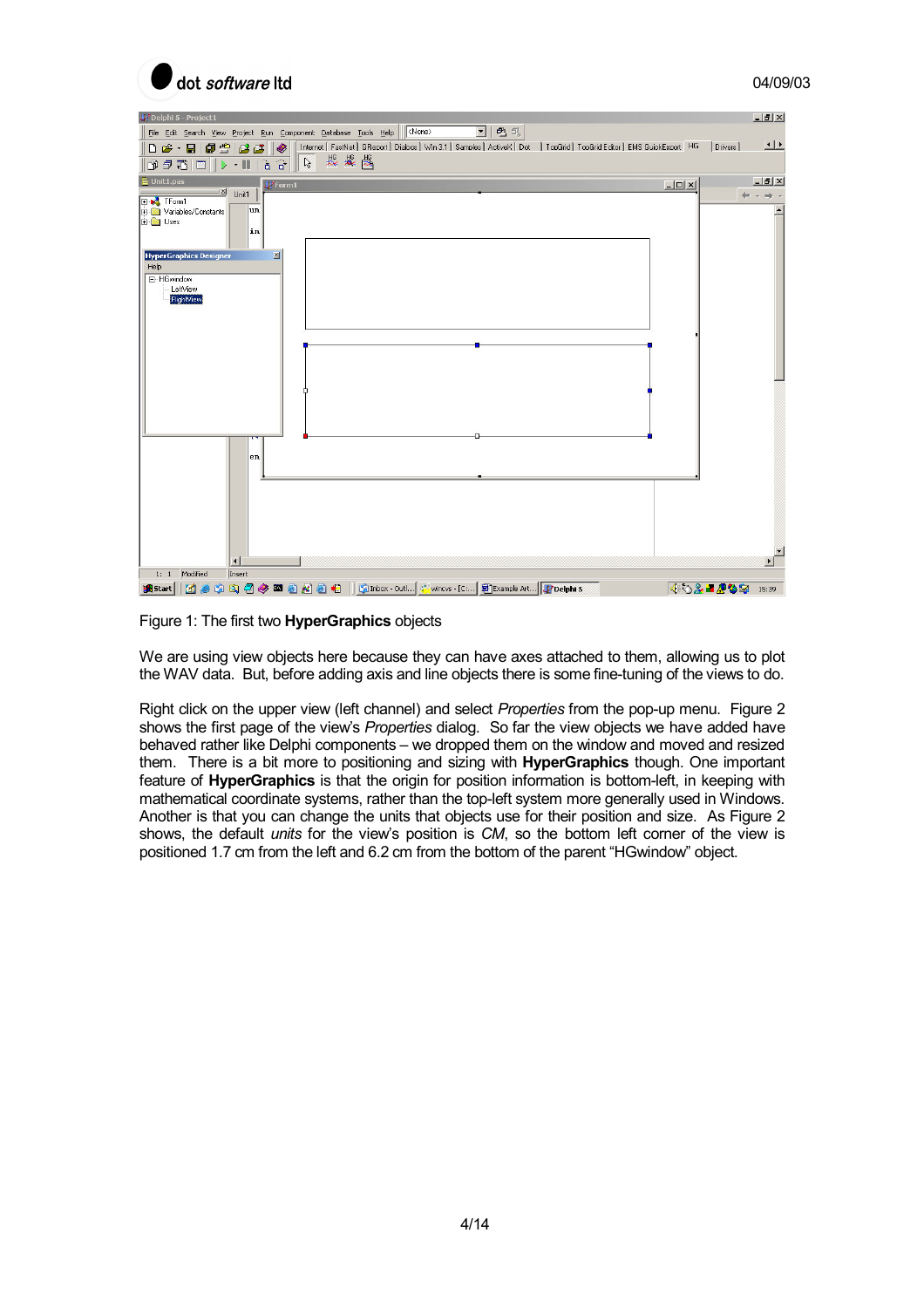Figure 1: The first two **HyperGraphics** objects

We are using view objects here because they can have axes attached to them, allowing us to plot the WAV data. But, before adding axis and line objects there is some fine-tuning of the views to do.

Right click on the upper view (left channel) and select *Properties* from the pop-up menu. Figure 2 shows the first page of the view's *Properties* dialog. So far the view objects we have added have behaved rather like Delphi components – we dropped them on the window and moved and resized them. There is a bit more to positioning and sizing with **HyperGraphics** though. One important feature of **HyperGraphics** is that the origin for position information is bottom-left, in keeping with mathematical coordinate systems, rather than the top-left system more generally used in Windows. Another is that you can change the units that objects use for their position and size. As Figure 2 shows, the default *units* for the view's position is *CM*, so the bottom left corner of the view is positioned 1.7 cm from the left and 6.2 cm from the bottom of the parent "HGwindow" object.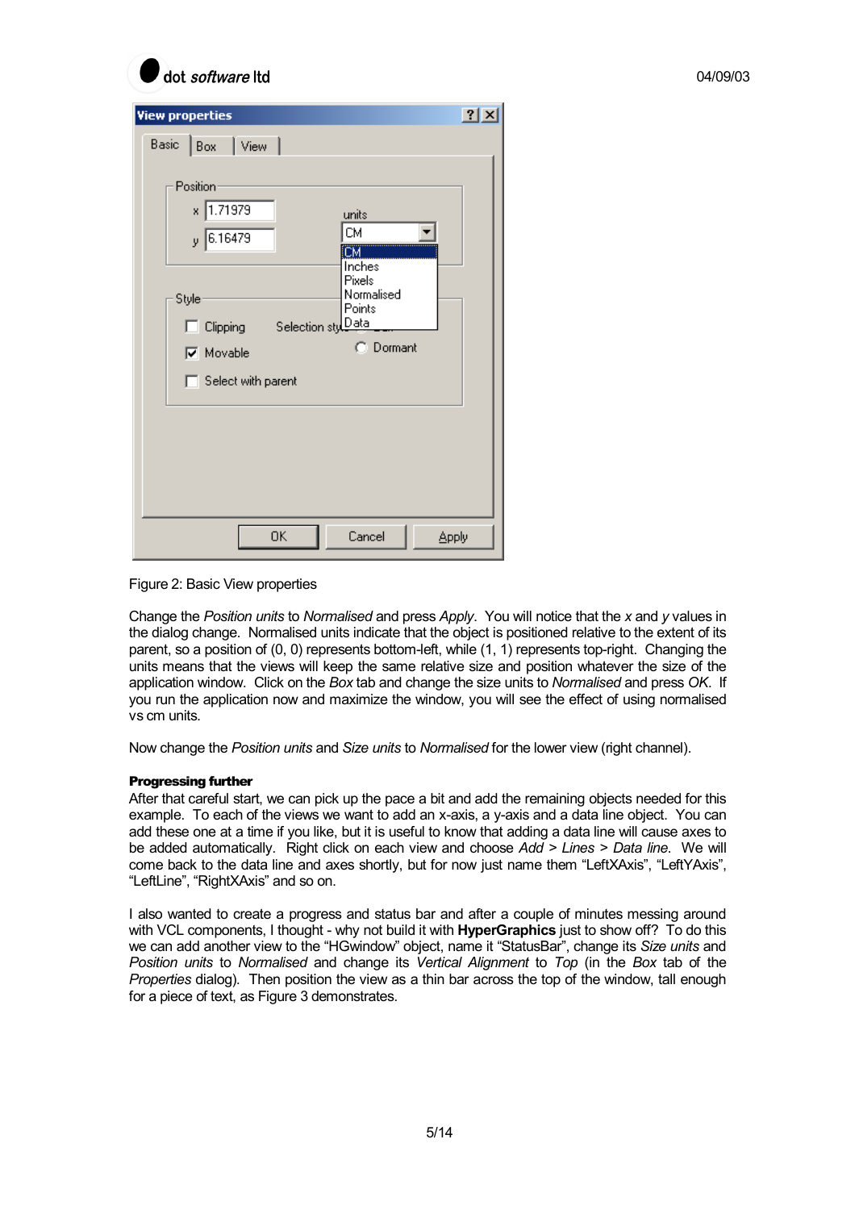Figure 2: Basic View properties

Change the *Position units* to *Normalised* and press *Apply*. You will notice that the *x* and *y* values in the dialog change. Normalised units indicate that the object is positioned relative to the extent of its parent, so a position of (0, 0) represents bottom-left, while (1, 1) represents top-right. Changing the units means that the views will keep the same relative size and position whatever the size of the application window. Click on the *Box* tab and change the size units to *Normalised* and press *OK.* If you run the application now and maximize the window, you will see the effect of using normalised vs cm units.

Now change the *Position units* and *Size units* to *Normalised* for the lower view (right channel).

**Progressing further**

After that careful start, we can pick up the pace a bit and add the remaining objects needed for this example. To each of the views we want to add an x-axis, a y-axis and a data line object. You can add these one at a time if you like, but it is useful to know that adding a data line will cause axes to be added automatically. Right click on each view and choose *Add > Lines > Data line*. We will come back to the data line and axes shortly, but for now just name them "LeftXAxis", "LeftYAxis", "LeftLine", "RightXAxis" and so on.

I also wanted to create a progress and status bar and after a couple of minutes messing around with VCL components, I thought - why not build it with **HyperGraphics** just to show off? To do this we can add another view to the "HGwindow" object, name it "StatusBar", change its *Size units* and *Position units* to *Normalised* and change its *Vertical Alignment* to *Top* (in the *Box* tab of the *Properties* dialog). Then position the view as a thin bar across the top of the window, tall enough for a piece of text, as Figure 3 demonstrates.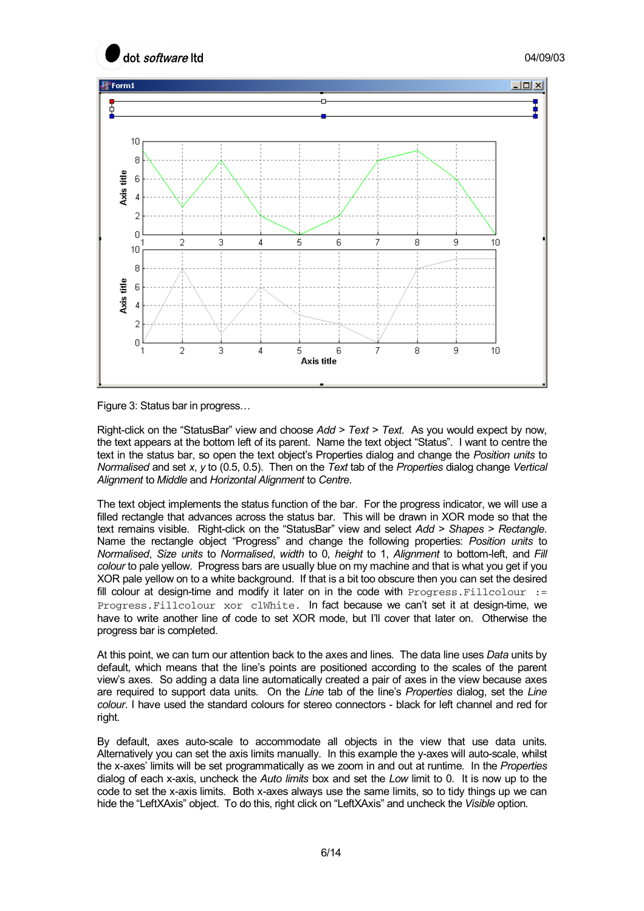Figure 3: Status bar in progress…

Right-click on the “StatusBar” view and choose *Add* > *Text* > *Text*. As you would expect by now, the text appears at the bottom left of its parent. Name the text object “Status”. I want to centre the text in the status bar, so open the text object’s Properties dialog and change the *Position units* to *Normalised* and set *x*, *y* to (0.5, 0.5). Then on the *Text* tab of the *Properties* dialog change *Vertical Alignment* to *Middle* and *Horizontal Alignment* to *Centre*.

The text object implements the status function of the bar. For the progress indicator, we will use a filled rectangle that advances across the status bar. This will be drawn in XOR mode so that the text remains visible. Right-click on the “StatusBar” view and select *Add* > *Shapes* > *Rectangle*. Name the rectangle object “Progress” and change the following properties: *Position units* to *Normalised*, *Size units* to *Normalised*, *width* to 0, *height* to 1, *Alignment* to bottom-left, and *Fill colour* to pale yellow. Progress bars are usually blue on my machine and that is what you get if you XOR pale yellow on to a white background. If that is a bit too obscure then you can set the desired fill colour at design-time and modify it later on in the code with `Progress.Fillcolour := Progress.Fillcolour xor clWhite`. In fact because we can’t set it at design-time, we have to write another line of code to set XOR mode, but I’ll cover that later on. Otherwise the progress bar is completed.

At this point, we can turn our attention back to the axes and lines. The data line uses *Data* units by default, which means that the line’s points are positioned according to the scales of the parent view’s axes. So adding a data line automatically created a pair of axes in the view because axes are required to support data units. On the *Line* tab of the line’s *Properties* dialog, set the *Line colour*. I have used the standard colours for stereo connectors - black for left channel and red for right.

By default, axes auto-scale to accommodate all objects in the view that use data units. Alternatively you can set the axis limits manually. In this example the y-axes will auto-scale, whilst the x-axes’ limits will be set programmatically as we zoom in and out at runtime. In the *Properties* dialog of each x-axis, uncheck the *Auto limits* box and set the *Low* limit to 0. It is now up to the code to set the x-axis limits. Both x-axes always use the same limits, so to tidy things up we can hide the “LeftXAxis” object. To do this, right click on “LeftXAxis” and uncheck the *Visible* option.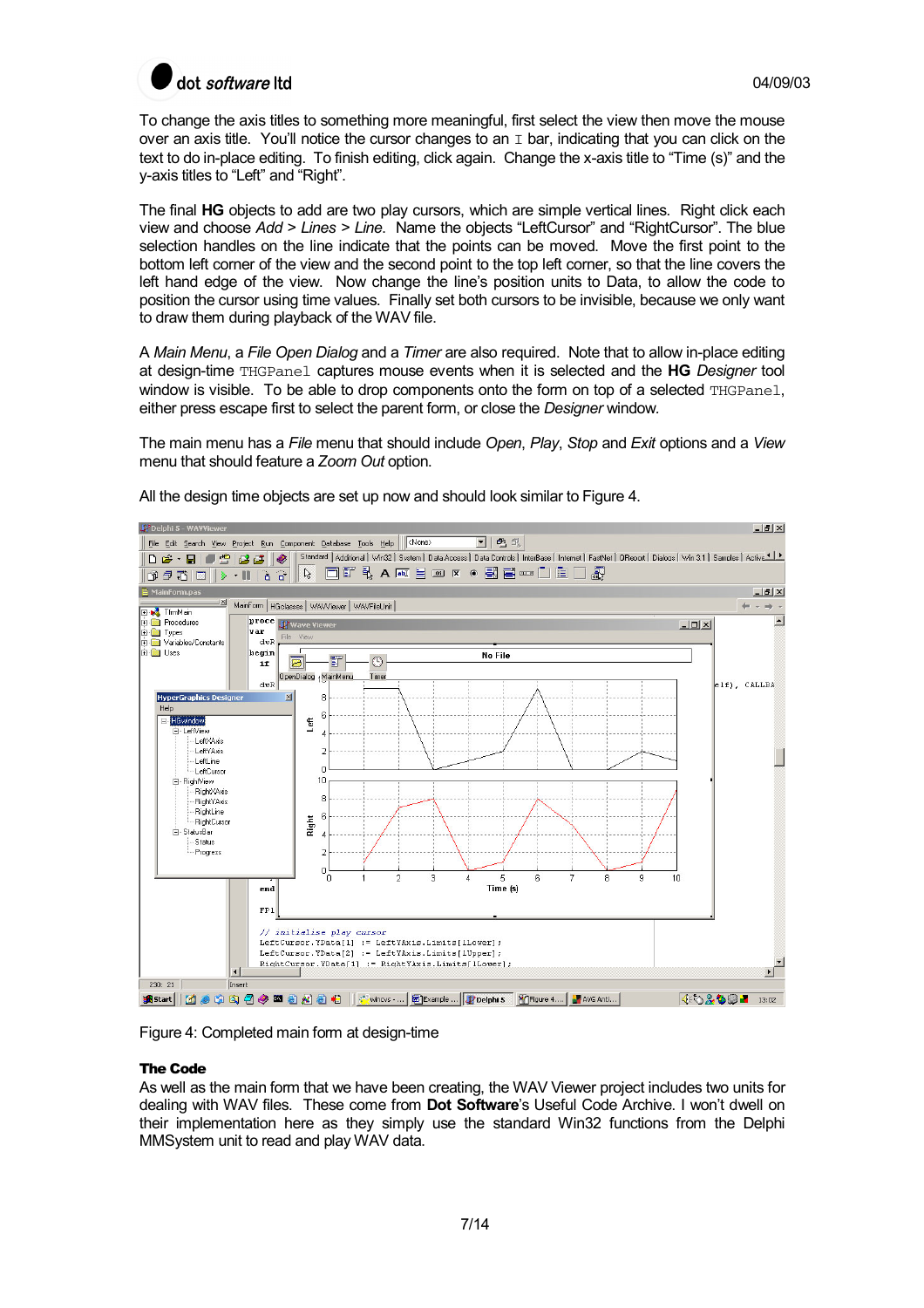To change the axis titles to something more meaningful, first select the view then move the mouse over an axis title. You'll notice the cursor changes to an I bar, indicating that you can click on the text to do in-place editing. To finish editing, click again. Change the x-axis title to "Time (s)" and the y-axis titles to "Left" and "Right".

The final **HG** objects to add are two play cursors, which are simple vertical lines. Right click each view and choose *Add* > *Lines* > *Line*. Name the objects "LeftCursor" and "RightCursor". The blue selection handles on the line indicate that the points can be moved. Move the first point to the bottom left corner of the view and the second point to the top left corner, so that the line covers the left hand edge of the view. Now change the line's position units to Data, to allow the code to position the cursor using time values. Finally set both cursors to be invisible, because we only want to draw them during playback of the WAV file.

A *Main Menu*, a *File Open Dialog* and a *Timer* are also required. Note that to allow in-place editing at design-time `THGPanel` captures mouse events when it is selected and the **HG** *Designer* tool window is visible. To be able to drop components onto the form on top of a selected `THGPanel`, either press escape first to select the parent form, or close the *Designer* window.

The main menu has a *File* menu that should include *Open*, *Play*, *Stop* and *Exit* options and a *View* menu that should feature a *Zoom Out* option.

All the design time objects are set up now and should look similar to Figure 4.

Figure 4: Completed main form at design-time

**The Code**

As well as the main form that we have been creating, the WAV Viewer project includes two units for dealing with WAV files. These come from **Dot Software**'s Useful Code Archive. I won't dwell on their implementation here as they simply use the standard Win32 functions from the Delphi MMSystem unit to read and play WAV data.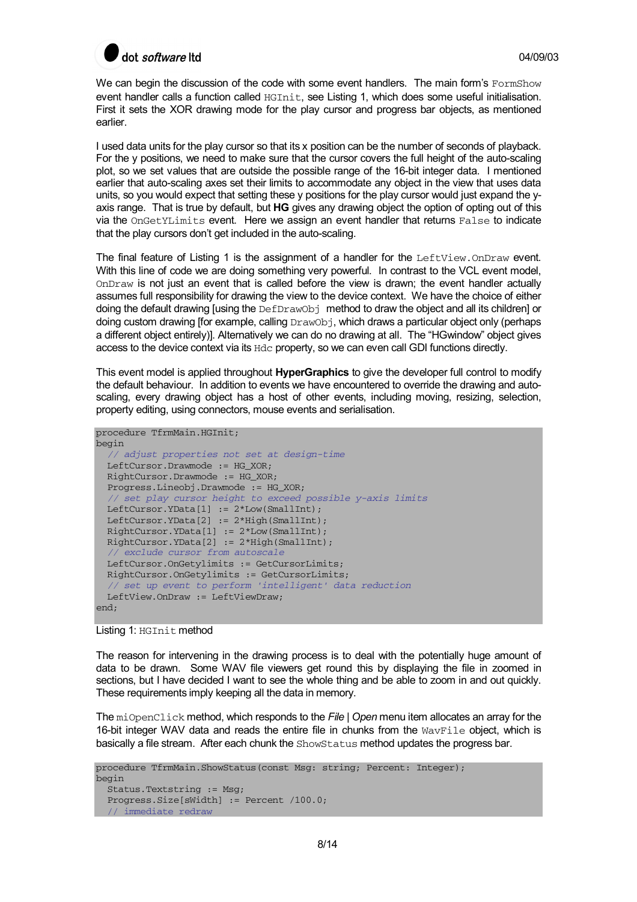We can begin the discussion of the code with some event handlers. The main form's `FormShow` event handler calls a function called `HGInit`, see Listing 1, which does some useful initialisation. First it sets the XOR drawing mode for the play cursor and progress bar objects, as mentioned earlier.

I used data units for the play cursor so that its x position can be the number of seconds of playback. For the y positions, we need to make sure that the cursor covers the full height of the auto-scaling plot, so we set values that are outside the possible range of the 16-bit integer data. I mentioned earlier that auto-scaling axes set their limits to accommodate any object in the view that uses data units, so you would expect that setting these y positions for the play cursor would just expand the y-axis range. That is true by default, but **HG** gives any drawing object the option of opting out of this via the `OnGetYLimits` event. Here we assign an event handler that returns `False` to indicate that the play cursors don't get included in the auto-scaling.

The final feature of Listing 1 is the assignment of a handler for the `LeftView.OnDraw` event. With this line of code we are doing something very powerful. In contrast to the VCL event model, `OnDraw` is not just an event that is called before the view is drawn; the event handler actually assumes full responsibility for drawing the view to the device context. We have the choice of either doing the default drawing [using the `DefDrawObj` method to draw the object and all its children] or doing custom drawing [for example, calling `DrawObj`, which draws a particular object only (perhaps a different object entirely)]. Alternatively we can do no drawing at all. The "HGwindow" object gives access to the device context via its `Hdc` property, so we can even call GDI functions directly.

This event model is applied throughout **HyperGraphics** to give the developer full control to modify the default behaviour. In addition to events we have encountered to override the drawing and auto-scaling, every drawing object has a host of other events, including moving, resizing, selection, property editing, using connectors, mouse events and serialisation.

```
procedure TfrmMain.HGInit;
begin
  // adjust properties not set at design-time
  LeftCursor.Drawmode := HG_XOR;
  RightCursor.Drawmode := HG_XOR;
  Progress.Lineobj.Drawmode := HG_XOR;
  // set play cursor height to exceed possible y-axis limits
  LeftCursor.YData[1] := 2*Low(SmallInt);
  LeftCursor.YData[2] := 2*High(SmallInt);
  RightCursor.YData[1] := 2*Low(SmallInt);
  RightCursor.YData[2] := 2*High(SmallInt);
  // exclude cursor from autoscale
  LeftCursor.OnGetylimits := GetCursorLimits;
  RightCursor.OnGetylimits := GetCursorLimits;
  // set up event to perform 'intelligent' data reduction
  LeftView.OnDraw := LeftViewDraw;
end;
```

Listing 1: `HGInit` method

The reason for intervening in the drawing process is to deal with the potentially huge amount of data to be drawn. Some WAV file viewers get round this by displaying the file in zoomed in sections, but I have decided I want to see the whole thing and be able to zoom in and out quickly. These requirements imply keeping all the data in memory.

The `miOpenClick` method, which responds to the *File* | *Open* menu item allocates an array for the 16-bit integer WAV data and reads the entire file in chunks from the `WavFile` object, which is basically a file stream. After each chunk the `ShowStatus` method updates the progress bar.

```
procedure TfrmMain.ShowStatus(const Msg: string; Percent: Integer);
begin
  Status.Textstring := Msg;
  Progress.Size[sWidth] := Percent /100.0;
  // immediate redraw
```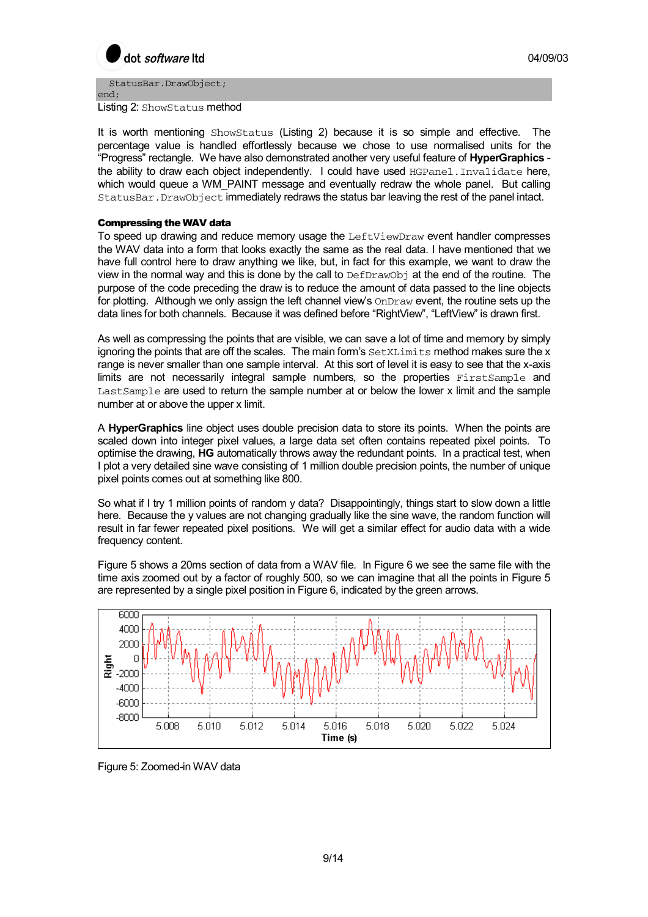```
  StatusBar.DrawObject;
end;
```

Listing 2: `ShowStatus` method

It is worth mentioning `ShowStatus` (Listing 2) because it is so simple and effective. The percentage value is handled effortlessly because we chose to use normalised units for the "Progress" rectangle. We have also demonstrated another very useful feature of **HyperGraphics** - the ability to draw each object independently. I could have used `HGPanel.Invalidate` here, which would queue a WM_PAINT message and eventually redraw the whole panel. But calling `StatusBar.DrawObject` immediately redraws the status bar leaving the rest of the panel intact.

### Compressing the WAV data

To speed up drawing and reduce memory usage the `LeftViewDraw` event handler compresses the WAV data into a form that looks exactly the same as the real data. I have mentioned that we have full control here to draw anything we like, but, in fact for this example, we want to draw the view in the normal way and this is done by the call to `DefDrawObj` at the end of the routine. The purpose of the code preceding the draw is to reduce the amount of data passed to the line objects for plotting. Although we only assign the left channel view's `OnDraw` event, the routine sets up the data lines for both channels. Because it was defined before "RightView", "LeftView" is drawn first.

As well as compressing the points that are visible, we can save a lot of time and memory by simply ignoring the points that are off the scales. The main form's `SetXLimits` method makes sure the x range is never smaller than one sample interval. At this sort of level it is easy to see that the x-axis limits are not necessarily integral sample numbers, so the properties `FirstSample` and `LastSample` are used to return the sample number at or below the lower x limit and the sample number at or above the upper x limit.

A **HyperGraphics** line object uses double precision data to store its points. When the points are scaled down into integer pixel values, a large data set often contains repeated pixel points. To optimise the drawing, **HG** automatically throws away the redundant points. In a practical test, when I plot a very detailed sine wave consisting of 1 million double precision points, the number of unique pixel points comes out at something like 800.

So what if I try 1 million points of random y data? Disappointingly, things start to slow down a little here. Because the y values are not changing gradually like the sine wave, the random function will result in far fewer repeated pixel positions. We will get a similar effect for audio data with a wide frequency content.

Figure 5 shows a 20ms section of data from a WAV file. In Figure 6 we see the same file with the time axis zoomed out by a factor of roughly 500, so we can imagine that all the points in Figure 5 are represented by a single pixel position in Figure 6, indicated by the green arrows.

Figure 5: Zoomed-in WAV data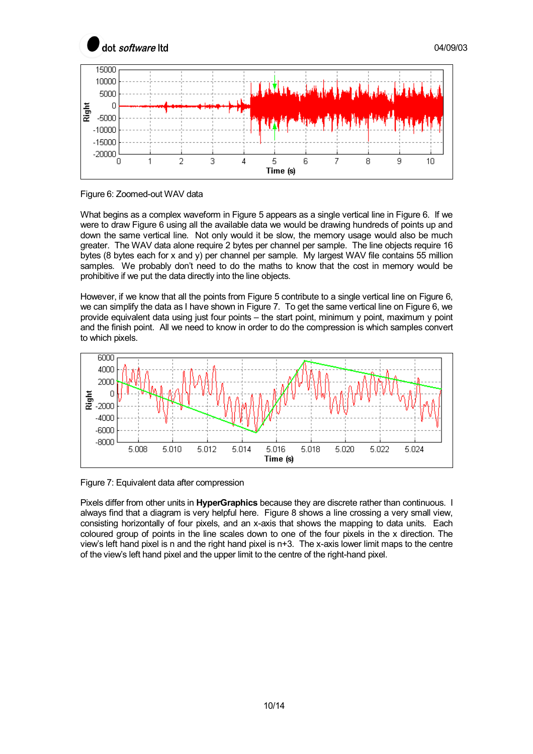Figure 6: Zoomed-out WAV data

What begins as a complex waveform in Figure 5 appears as a single vertical line in Figure 6. If we were to draw Figure 6 using all the available data we would be drawing hundreds of points up and down the same vertical line. Not only would it be slow, the memory usage would also be much greater. The WAV data alone require 2 bytes per channel per sample. The line objects require 16 bytes (8 bytes each for x and y) per channel per sample. My largest WAV file contains 55 million samples. We probably don't need to do the maths to know that the cost in memory would be prohibitive if we put the data directly into the line objects.

However, if we know that all the points from Figure 5 contribute to a single vertical line on Figure 6, we can simplify the data as I have shown in Figure 7. To get the same vertical line on Figure 6, we provide equivalent data using just four points – the start point, minimum y point, maximum y point and the finish point. All we need to know in order to do the compression is which samples convert to which pixels.

Figure 7: Equivalent data after compression

Pixels differ from other units in **HyperGraphics** because they are discrete rather than continuous. I always find that a diagram is very helpful here. Figure 8 shows a line crossing a very small view, consisting horizontally of four pixels, and an x-axis that shows the mapping to data units. Each coloured group of points in the line scales down to one of the four pixels in the x direction. The view's left hand pixel is n and the right hand pixel is n+3. The x-axis lower limit maps to the centre of the view's left hand pixel and the upper limit to the centre of the right-hand pixel.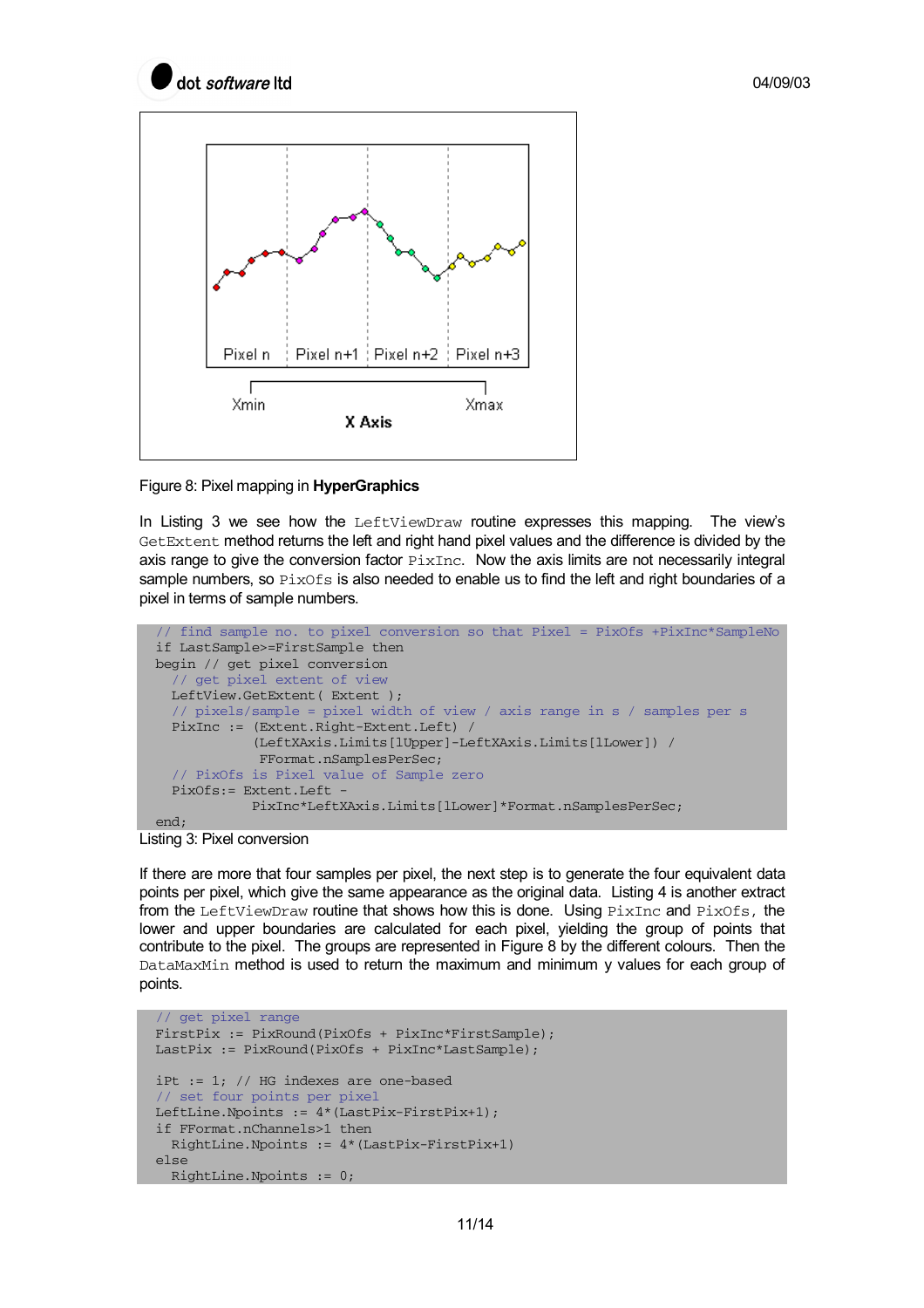Figure 8: Pixel mapping in **HyperGraphics**

In Listing 3 we see how the `LeftViewDraw` routine expresses this mapping. The view's `GetExtent` method returns the left and right hand pixel values and the difference is divided by the axis range to give the conversion factor `PixInc`. Now the axis limits are not necessarily integral sample numbers, so `PixOfs` is also needed to enable us to find the left and right boundaries of a pixel in terms of sample numbers.

```
// find sample no. to pixel conversion so that Pixel = PixOfs +PixInc*SampleNo
if LastSample>=FirstSample then
begin // get pixel conversion
  // get pixel extent of view
  LeftView.GetExtent( Extent );
  // pixels/sample = pixel width of view / axis range in s / samples per s
  PixInc := (Extent.Right-Extent.Left) /
            (LeftXAxis.Limits[lUpper]-LeftXAxis.Limits[lLower]) /
             FFormat.nSamplesPerSec;
  // PixOfs is Pixel value of Sample zero
  PixOfs:= Extent.Left -
            PixInc*LeftXAxis.Limits[lLower]*Format.nSamplesPerSec;
end;
```

Listing 3: Pixel conversion

If there are more that four samples per pixel, the next step is to generate the four equivalent data points per pixel, which give the same appearance as the original data. Listing 4 is another extract from the `LeftViewDraw` routine that shows how this is done. Using `PixInc` and `PixOfs`, the lower and upper boundaries are calculated for each pixel, yielding the group of points that contribute to the pixel. The groups are represented in Figure 8 by the different colours. Then the `DataMaxMin` method is used to return the maximum and minimum y values for each group of points.

```
// get pixel range
FirstPix := PixRound(PixOfs + PixInc*FirstSample);
LastPix := PixRound(PixOfs + PixInc*LastSample);

iPt := 1; // HG indexes are one-based
// set four points per pixel
LeftLine.Npoints := 4*(LastPix-FirstPix+1);
if FFormat.nChannels>1 then
  RightLine.Npoints := 4*(LastPix-FirstPix+1)
else
  RightLine.Npoints := 0;
```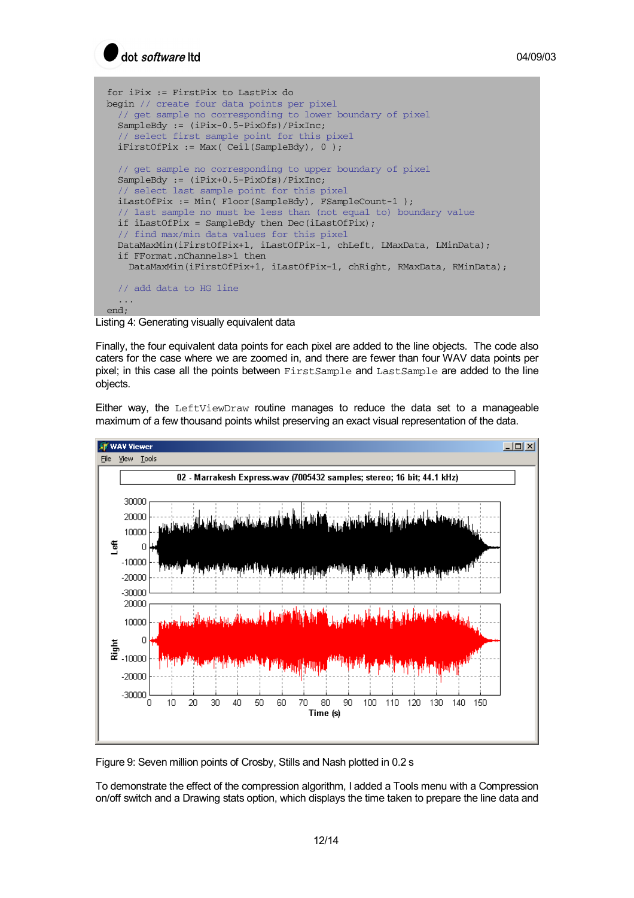```
for iPix := FirstPix to LastPix do
begin // create four data points per pixel
  // get sample no corresponding to lower boundary of pixel
  SampleBdy := (iPix-0.5-PixOfs)/PixInc;
  // select first sample point for this pixel
  iFirstOfPix := Max( Ceil(SampleBdy), 0 );

  // get sample no corresponding to upper boundary of pixel
  SampleBdy := (iPix+0.5-PixOfs)/PixInc;
  // select last sample point for this pixel
  iLastOfPix := Min( Floor(SampleBdy), FSampleCount-1 );
  // last sample no must be less than (not equal to) boundary value
  if iLastOfPix = SampleBdy then Dec(iLastOfPix);
  // find max/min data values for this pixel
  DataMaxMin(iFirstOfPix+1, iLastOfPix-1, chLeft, LMaxData, LMinData);
  if FFormat.nChannels>1 then
    DataMaxMin(iFirstOfPix+1, iLastOfPix-1, chRight, RMaxData, RMinData);

  // add data to HG line
  ...
end;
```

Listing 4: Generating visually equivalent data

Finally, the four equivalent data points for each pixel are added to the line objects. The code also caters for the case where we are zoomed in, and there are fewer than four WAV data points per pixel; in this case all the points between `FirstSample` and `LastSample` are added to the line objects.

Either way, the `LeftViewDraw` routine manages to reduce the data set to a manageable maximum of a few thousand points whilst preserving an exact visual representation of the data.

Figure 9: Seven million points of Crosby, Stills and Nash plotted in 0.2 s

To demonstrate the effect of the compression algorithm, I added a Tools menu with a Compression on/off switch and a Drawing stats option, which displays the time taken to prepare the line data and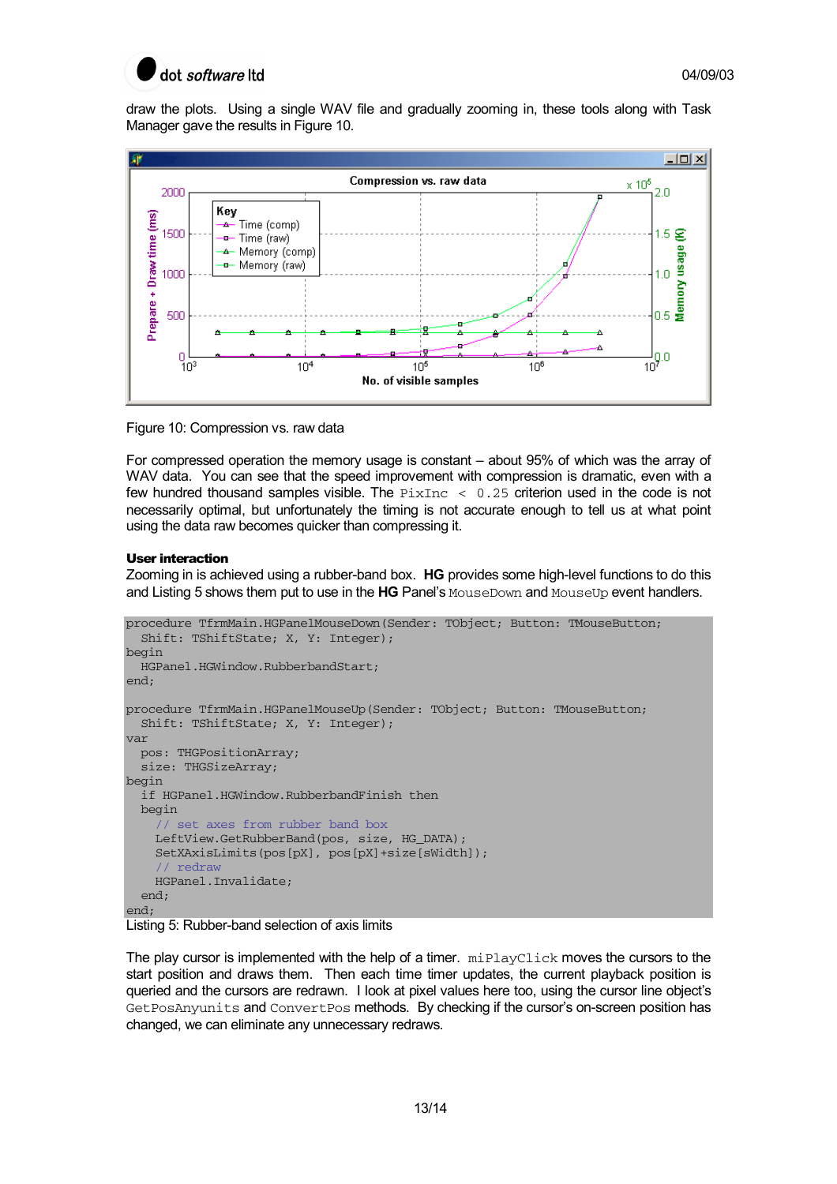draw the plots. Using a single WAV file and gradually zooming in, these tools along with Task Manager gave the results in Figure 10.

Figure 10: Compression vs. raw data

For compressed operation the memory usage is constant – about 95% of which was the array of WAV data. You can see that the speed improvement with compression is dramatic, even with a few hundred thousand samples visible. The `PixInc < 0.25` criterion used in the code is not necessarily optimal, but unfortunately the timing is not accurate enough to tell us at what point using the data raw becomes quicker than compressing it.

**User interaction**

Zooming in is achieved using a rubber-band box. **HG** provides some high-level functions to do this and Listing 5 shows them put to use in the **HG** Panel's `MouseDown` and `MouseUp` event handlers.

```
procedure TfrmMain.HGPanelMouseDown(Sender: TObject; Button: TMouseButton;
  Shift: TShiftState; X, Y: Integer);
begin
  HGPanel.HGWindow.RubberbandStart;
end;

procedure TfrmMain.HGPanelMouseUp(Sender: TObject; Button: TMouseButton;
  Shift: TShiftState; X, Y: Integer);
var
  pos: THGPositionArray;
  size: THGSizeArray;
begin
  if HGPanel.HGWindow.RubberbandFinish then
  begin
    // set axes from rubber band box
    LeftView.GetRubberBand(pos, size, HG_DATA);
    SetXAxisLimits(pos[pX], pos[pX]+size[sWidth]);
    // redraw
    HGPanel.Invalidate;
  end;
end;
```

Listing 5: Rubber-band selection of axis limits

The play cursor is implemented with the help of a timer. `miPlayClick` moves the cursors to the start position and draws them. Then each time timer updates, the current playback position is queried and the cursors are redrawn. I look at pixel values here too, using the cursor line object's `GetPosAnyunits` and `ConvertPos` methods. By checking if the cursor's on-screen position has changed, we can eliminate any unnecessary redraws.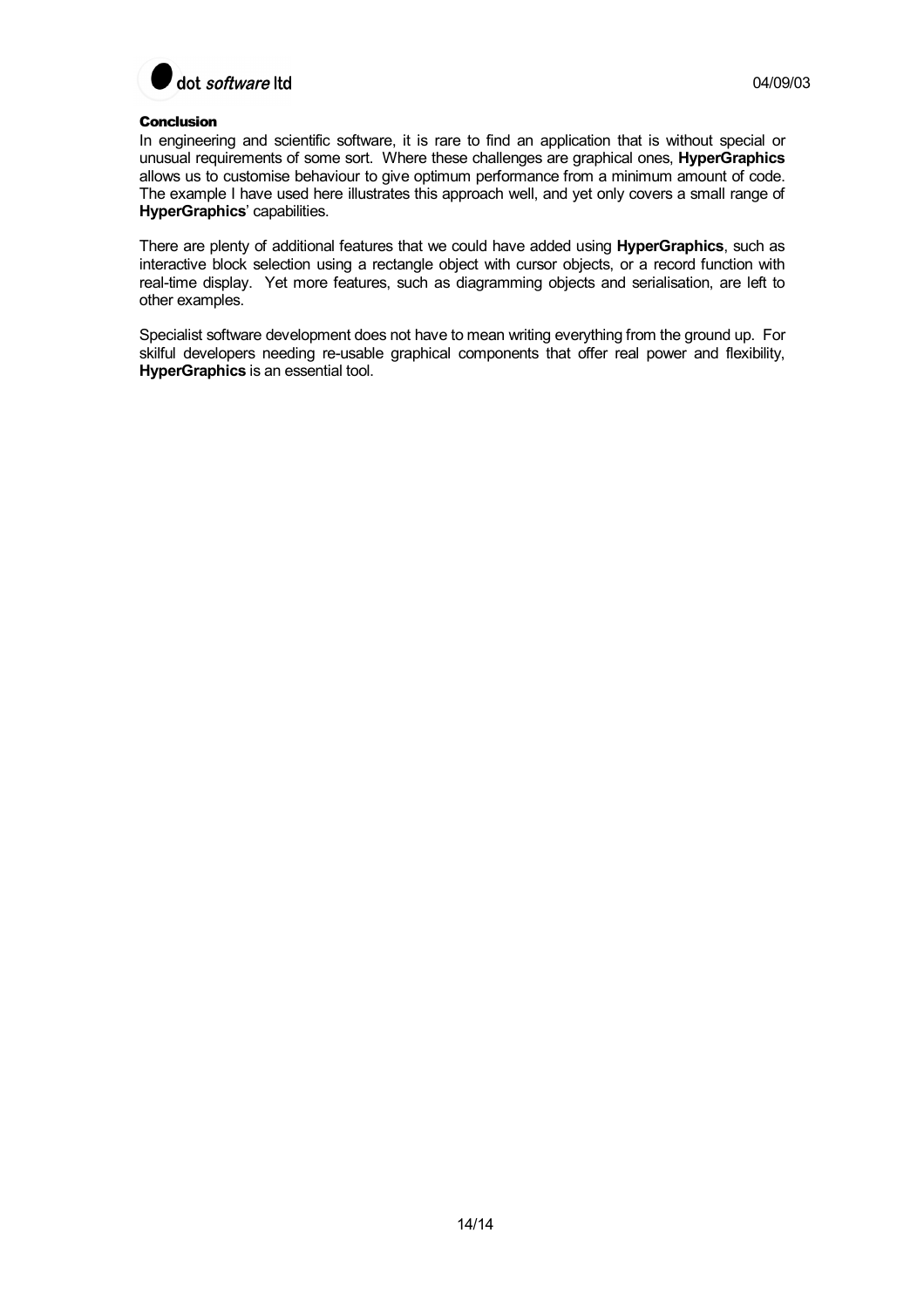## Conclusion

In engineering and scientific software, it is rare to find an application that is without special or unusual requirements of some sort. Where these challenges are graphical ones, **HyperGraphics** allows us to customise behaviour to give optimum performance from a minimum amount of code. The example I have used here illustrates this approach well, and yet only covers a small range of **HyperGraphics**' capabilities.

There are plenty of additional features that we could have added using **HyperGraphics**, such as interactive block selection using a rectangle object with cursor objects, or a record function with real-time display. Yet more features, such as diagramming objects and serialisation, are left to other examples.

Specialist software development does not have to mean writing everything from the ground up. For skilful developers needing re-usable graphical components that offer real power and flexibility, **HyperGraphics** is an essential tool.